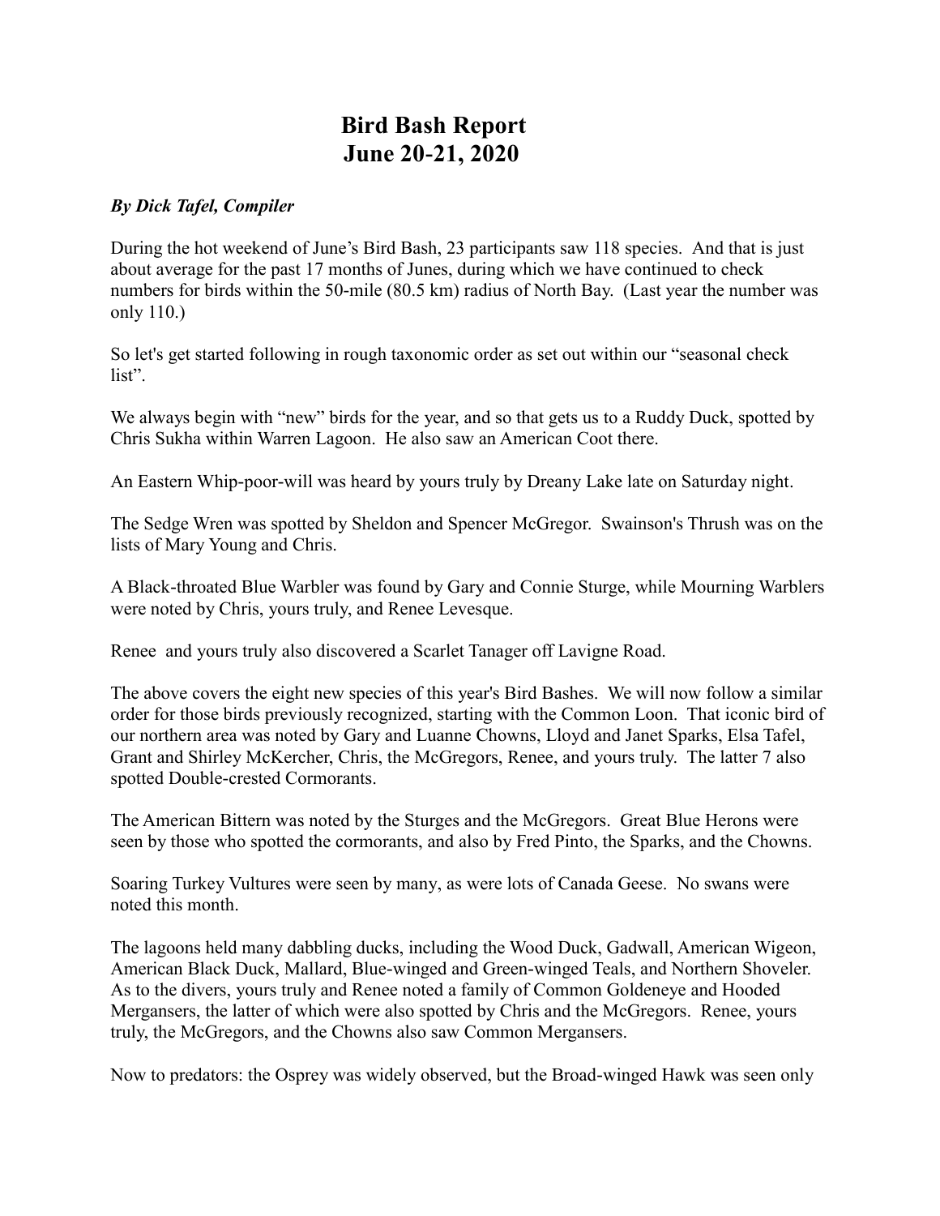# Bird Bash Report
# June 20-21, 2020

***By Dick Tafel, Compiler***

During the hot weekend of June's Bird Bash, 23 participants saw 118 species. And that is just about average for the past 17 months of Junes, during which we have continued to check numbers for birds within the 50-mile (80.5 km) radius of North Bay. (Last year the number was only 110.)

So let's get started following in rough taxonomic order as set out within our "seasonal check list".

We always begin with "new" birds for the year, and so that gets us to a Ruddy Duck, spotted by Chris Sukha within Warren Lagoon. He also saw an American Coot there.

An Eastern Whip-poor-will was heard by yours truly by Dreany Lake late on Saturday night.

The Sedge Wren was spotted by Sheldon and Spencer McGregor. Swainson's Thrush was on the lists of Mary Young and Chris.

A Black-throated Blue Warbler was found by Gary and Connie Sturge, while Mourning Warblers were noted by Chris, yours truly, and Renee Levesque.

Renee and yours truly also discovered a Scarlet Tanager off Lavigne Road.

The above covers the eight new species of this year's Bird Bashes. We will now follow a similar order for those birds previously recognized, starting with the Common Loon. That iconic bird of our northern area was noted by Gary and Luanne Chowns, Lloyd and Janet Sparks, Elsa Tafel, Grant and Shirley McKercher, Chris, the McGregors, Renee, and yours truly. The latter 7 also spotted Double-crested Cormorants.

The American Bittern was noted by the Sturges and the McGregors. Great Blue Herons were seen by those who spotted the cormorants, and also by Fred Pinto, the Sparks, and the Chowns.

Soaring Turkey Vultures were seen by many, as were lots of Canada Geese. No swans were noted this month.

The lagoons held many dabbling ducks, including the Wood Duck, Gadwall, American Wigeon, American Black Duck, Mallard, Blue-winged and Green-winged Teals, and Northern Shoveler. As to the divers, yours truly and Renee noted a family of Common Goldeneye and Hooded Mergansers, the latter of which were also spotted by Chris and the McGregors. Renee, yours truly, the McGregors, and the Chowns also saw Common Mergansers.

Now to predators: the Osprey was widely observed, but the Broad-winged Hawk was seen only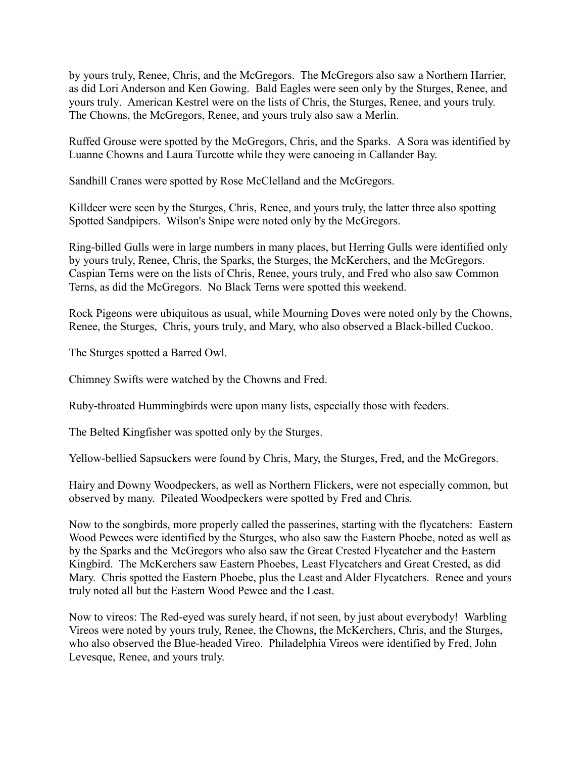by yours truly, Renee, Chris, and the McGregors. The McGregors also saw a Northern Harrier, as did Lori Anderson and Ken Gowing. Bald Eagles were seen only by the Sturges, Renee, and yours truly. American Kestrel were on the lists of Chris, the Sturges, Renee, and yours truly. The Chowns, the McGregors, Renee, and yours truly also saw a Merlin.

Ruffed Grouse were spotted by the McGregors, Chris, and the Sparks. A Sora was identified by Luanne Chowns and Laura Turcotte while they were canoeing in Callander Bay.

Sandhill Cranes were spotted by Rose McClelland and the McGregors.

Killdeer were seen by the Sturges, Chris, Renee, and yours truly, the latter three also spotting Spotted Sandpipers. Wilson's Snipe were noted only by the McGregors.

Ring-billed Gulls were in large numbers in many places, but Herring Gulls were identified only by yours truly, Renee, Chris, the Sparks, the Sturges, the McKerchers, and the McGregors. Caspian Terns were on the lists of Chris, Renee, yours truly, and Fred who also saw Common Terns, as did the McGregors. No Black Terns were spotted this weekend.

Rock Pigeons were ubiquitous as usual, while Mourning Doves were noted only by the Chowns, Renee, the Sturges, Chris, yours truly, and Mary, who also observed a Black-billed Cuckoo.

The Sturges spotted a Barred Owl.

Chimney Swifts were watched by the Chowns and Fred.

Ruby-throated Hummingbirds were upon many lists, especially those with feeders.

The Belted Kingfisher was spotted only by the Sturges.

Yellow-bellied Sapsuckers were found by Chris, Mary, the Sturges, Fred, and the McGregors.

Hairy and Downy Woodpeckers, as well as Northern Flickers, were not especially common, but observed by many. Pileated Woodpeckers were spotted by Fred and Chris.

Now to the songbirds, more properly called the passerines, starting with the flycatchers: Eastern Wood Pewees were identified by the Sturges, who also saw the Eastern Phoebe, noted as well as by the Sparks and the McGregors who also saw the Great Crested Flycatcher and the Eastern Kingbird. The McKerchers saw Eastern Phoebes, Least Flycatchers and Great Crested, as did Mary. Chris spotted the Eastern Phoebe, plus the Least and Alder Flycatchers. Renee and yours truly noted all but the Eastern Wood Pewee and the Least.

Now to vireos: The Red-eyed was surely heard, if not seen, by just about everybody! Warbling Vireos were noted by yours truly, Renee, the Chowns, the McKerchers, Chris, and the Sturges, who also observed the Blue-headed Vireo. Philadelphia Vireos were identified by Fred, John Levesque, Renee, and yours truly.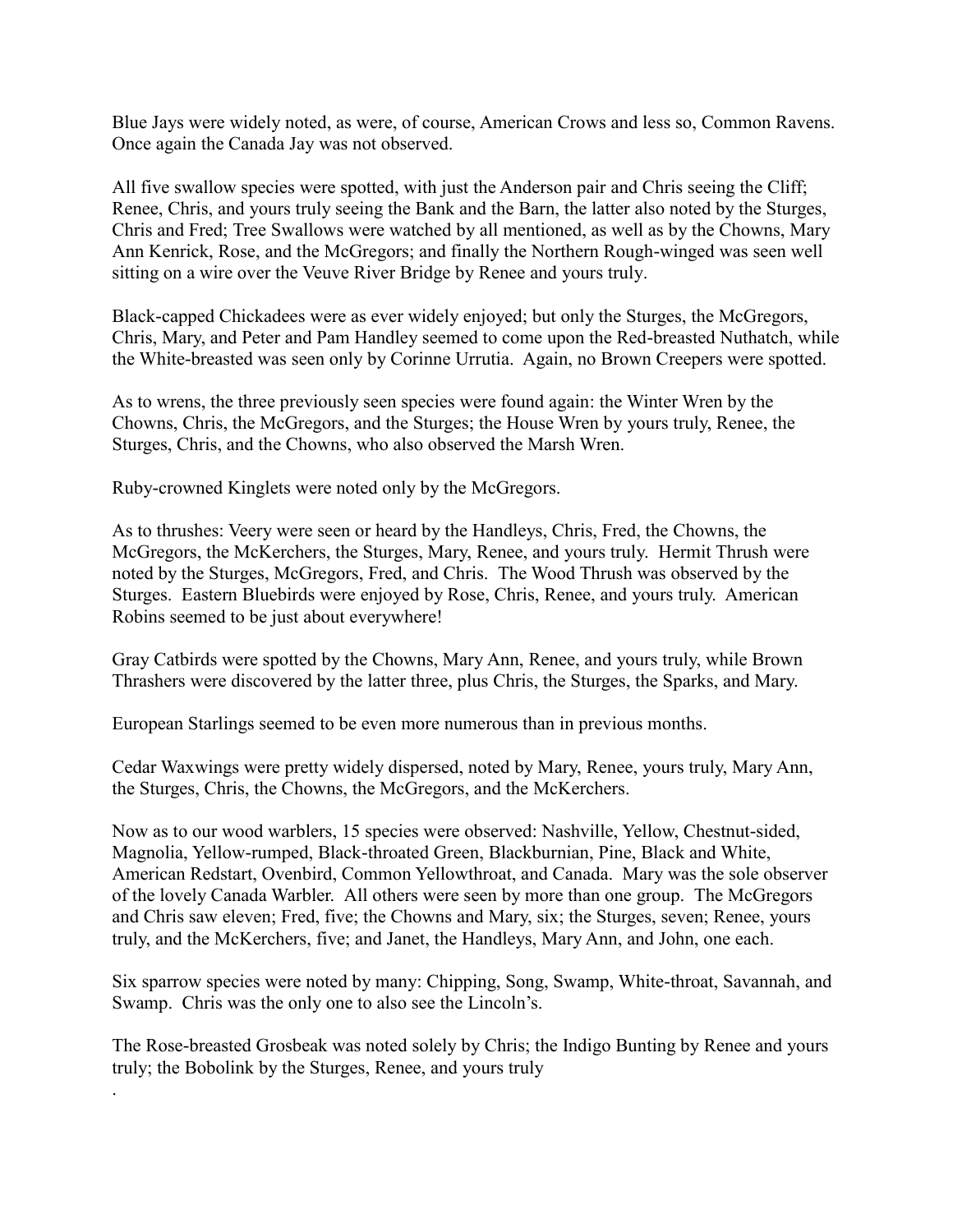Blue Jays were widely noted, as were, of course, American Crows and less so, Common Ravens. Once again the Canada Jay was not observed.

All five swallow species were spotted, with just the Anderson pair and Chris seeing the Cliff; Renee, Chris, and yours truly seeing the Bank and the Barn, the latter also noted by the Sturges, Chris and Fred; Tree Swallows were watched by all mentioned, as well as by the Chowns, Mary Ann Kenrick, Rose, and the McGregors; and finally the Northern Rough-winged was seen well sitting on a wire over the Veuve River Bridge by Renee and yours truly.

Black-capped Chickadees were as ever widely enjoyed; but only the Sturges, the McGregors, Chris, Mary, and Peter and Pam Handley seemed to come upon the Red-breasted Nuthatch, while the White-breasted was seen only by Corinne Urrutia. Again, no Brown Creepers were spotted.

As to wrens, the three previously seen species were found again: the Winter Wren by the Chowns, Chris, the McGregors, and the Sturges; the House Wren by yours truly, Renee, the Sturges, Chris, and the Chowns, who also observed the Marsh Wren.

Ruby-crowned Kinglets were noted only by the McGregors.

As to thrushes: Veery were seen or heard by the Handleys, Chris, Fred, the Chowns, the McGregors, the McKerchers, the Sturges, Mary, Renee, and yours truly. Hermit Thrush were noted by the Sturges, McGregors, Fred, and Chris. The Wood Thrush was observed by the Sturges. Eastern Bluebirds were enjoyed by Rose, Chris, Renee, and yours truly. American Robins seemed to be just about everywhere!

Gray Catbirds were spotted by the Chowns, Mary Ann, Renee, and yours truly, while Brown Thrashers were discovered by the latter three, plus Chris, the Sturges, the Sparks, and Mary.

European Starlings seemed to be even more numerous than in previous months.

Cedar Waxwings were pretty widely dispersed, noted by Mary, Renee, yours truly, Mary Ann, the Sturges, Chris, the Chowns, the McGregors, and the McKerchers.

Now as to our wood warblers, 15 species were observed: Nashville, Yellow, Chestnut-sided, Magnolia, Yellow-rumped, Black-throated Green, Blackburnian, Pine, Black and White, American Redstart, Ovenbird, Common Yellowthroat, and Canada. Mary was the sole observer of the lovely Canada Warbler. All others were seen by more than one group. The McGregors and Chris saw eleven; Fred, five; the Chowns and Mary, six; the Sturges, seven; Renee, yours truly, and the McKerchers, five; and Janet, the Handleys, Mary Ann, and John, one each.

Six sparrow species were noted by many: Chipping, Song, Swamp, White-throat, Savannah, and Swamp. Chris was the only one to also see the Lincoln's.

The Rose-breasted Grosbeak was noted solely by Chris; the Indigo Bunting by Renee and yours truly; the Bobolink by the Sturges, Renee, and yours truly

.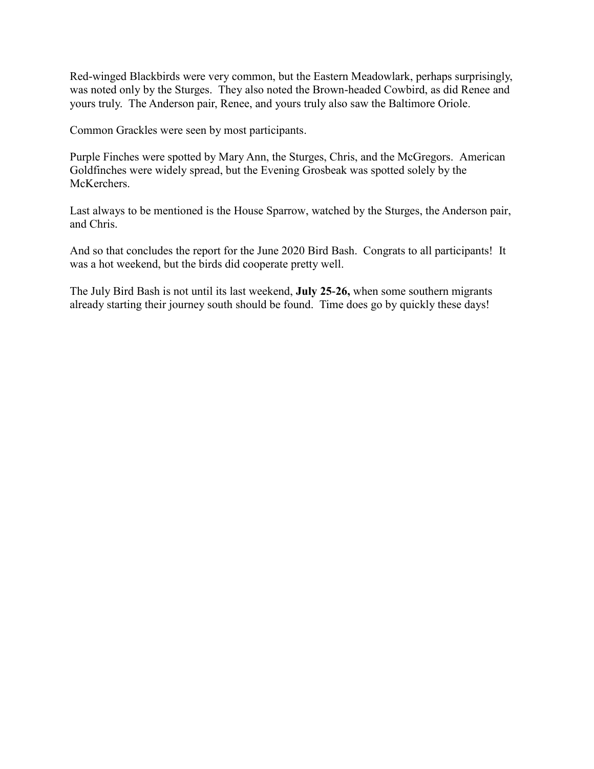Red-winged Blackbirds were very common, but the Eastern Meadowlark, perhaps surprisingly, was noted only by the Sturges. They also noted the Brown-headed Cowbird, as did Renee and yours truly. The Anderson pair, Renee, and yours truly also saw the Baltimore Oriole.

Common Grackles were seen by most participants.

Purple Finches were spotted by Mary Ann, the Sturges, Chris, and the McGregors. American Goldfinches were widely spread, but the Evening Grosbeak was spotted solely by the McKerchers.

Last always to be mentioned is the House Sparrow, watched by the Sturges, the Anderson pair, and Chris.

And so that concludes the report for the June 2020 Bird Bash. Congrats to all participants! It was a hot weekend, but the birds did cooperate pretty well.

The July Bird Bash is not until its last weekend, **July 25-26,** when some southern migrants already starting their journey south should be found. Time does go by quickly these days!